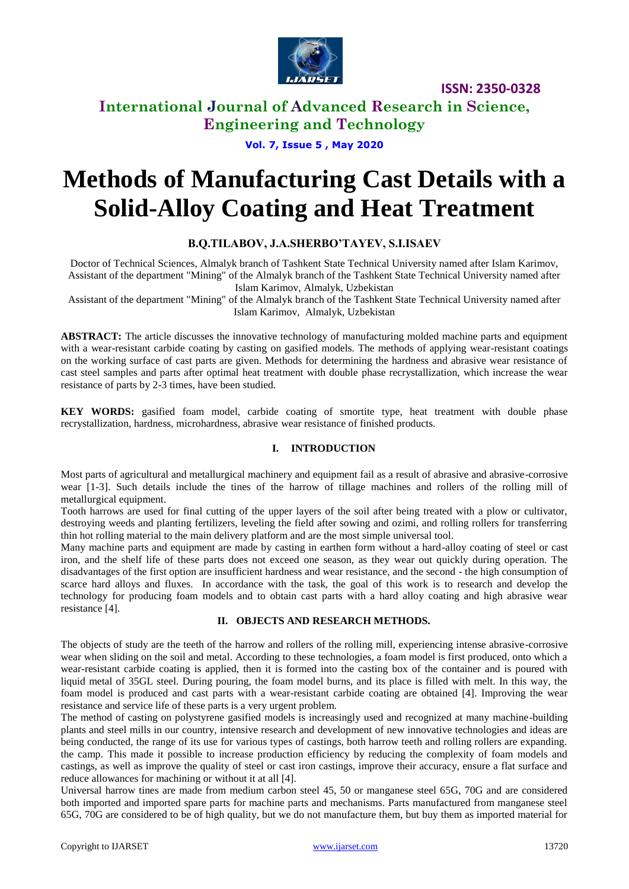# Methods of Manufacturing Cast Details with a Solid-Alloy Coating and Heat Treatment

**B.Q.TILABOV, J.A.SHERBO'TAYEV, S.I.ISAEV**

Doctor of Technical Sciences, Almalyk branch of Tashkent State Technical University named after Islam Karimov,
Assistant of the department "Mining" of the Almalyk branch of the Tashkent State Technical University named after Islam Karimov, Almalyk, Uzbekistan
Assistant of the department "Mining" of the Almalyk branch of the Tashkent State Technical University named after Islam Karimov, Almalyk, Uzbekistan

**ABSTRACT:** The article discusses the innovative technology of manufacturing molded machine parts and equipment with a wear-resistant carbide coating by casting on gasified models. The methods of applying wear-resistant coatings on the working surface of cast parts are given. Methods for determining the hardness and abrasive wear resistance of cast steel samples and parts after optimal heat treatment with double phase recrystallization, which increase the wear resistance of parts by 2-3 times, have been studied.

**KEY WORDS:** gasified foam model, carbide coating of smortite type, heat treatment with double phase recrystallization, hardness, microhardness, abrasive wear resistance of finished products.

## I. INTRODUCTION

Most parts of agricultural and metallurgical machinery and equipment fail as a result of abrasive and abrasive-corrosive wear [1-3]. Such details include the tines of the harrow of tillage machines and rollers of the rolling mill of metallurgical equipment.

Tooth harrows are used for final cutting of the upper layers of the soil after being treated with a plow or cultivator, destroying weeds and planting fertilizers, leveling the field after sowing and ozimi, and rolling rollers for transferring thin hot rolling material to the main delivery platform and are the most simple universal tool.

Many machine parts and equipment are made by casting in earthen form without a hard-alloy coating of steel or cast iron, and the shelf life of these parts does not exceed one season, as they wear out quickly during operation. The disadvantages of the first option are insufficient hardness and wear resistance, and the second - the high consumption of scarce hard alloys and fluxes. In accordance with the task, the goal of this work is to research and develop the technology for producing foam models and to obtain cast parts with a hard alloy coating and high abrasive wear resistance [4].

## II. OBJECTS AND RESEARCH METHODS.

The objects of study are the teeth of the harrow and rollers of the rolling mill, experiencing intense abrasive-corrosive wear when sliding on the soil and metal. According to these technologies, a foam model is first produced, onto which a wear-resistant carbide coating is applied, then it is formed into the casting box of the container and is poured with liquid metal of 35GL steel. During pouring, the foam model burns, and its place is filled with melt. In this way, the foam model is produced and cast parts with a wear-resistant carbide coating are obtained [4]. Improving the wear resistance and service life of these parts is a very urgent problem.

The method of casting on polystyrene gasified models is increasingly used and recognized at many machine-building plants and steel mills in our country, intensive research and development of new innovative technologies and ideas are being conducted, the range of its use for various types of castings, both harrow teeth and rolling rollers are expanding. the camp. This made it possible to increase production efficiency by reducing the complexity of foam models and castings, as well as improve the quality of steel or cast iron castings, improve their accuracy, ensure a flat surface and reduce allowances for machining or without it at all [4].

Universal harrow tines are made from medium carbon steel 45, 50 or manganese steel 65G, 70G and are considered both imported and imported spare parts for machine parts and mechanisms. Parts manufactured from manganese steel 65G, 70G are considered to be of high quality, but we do not manufacture them, but buy them as imported material for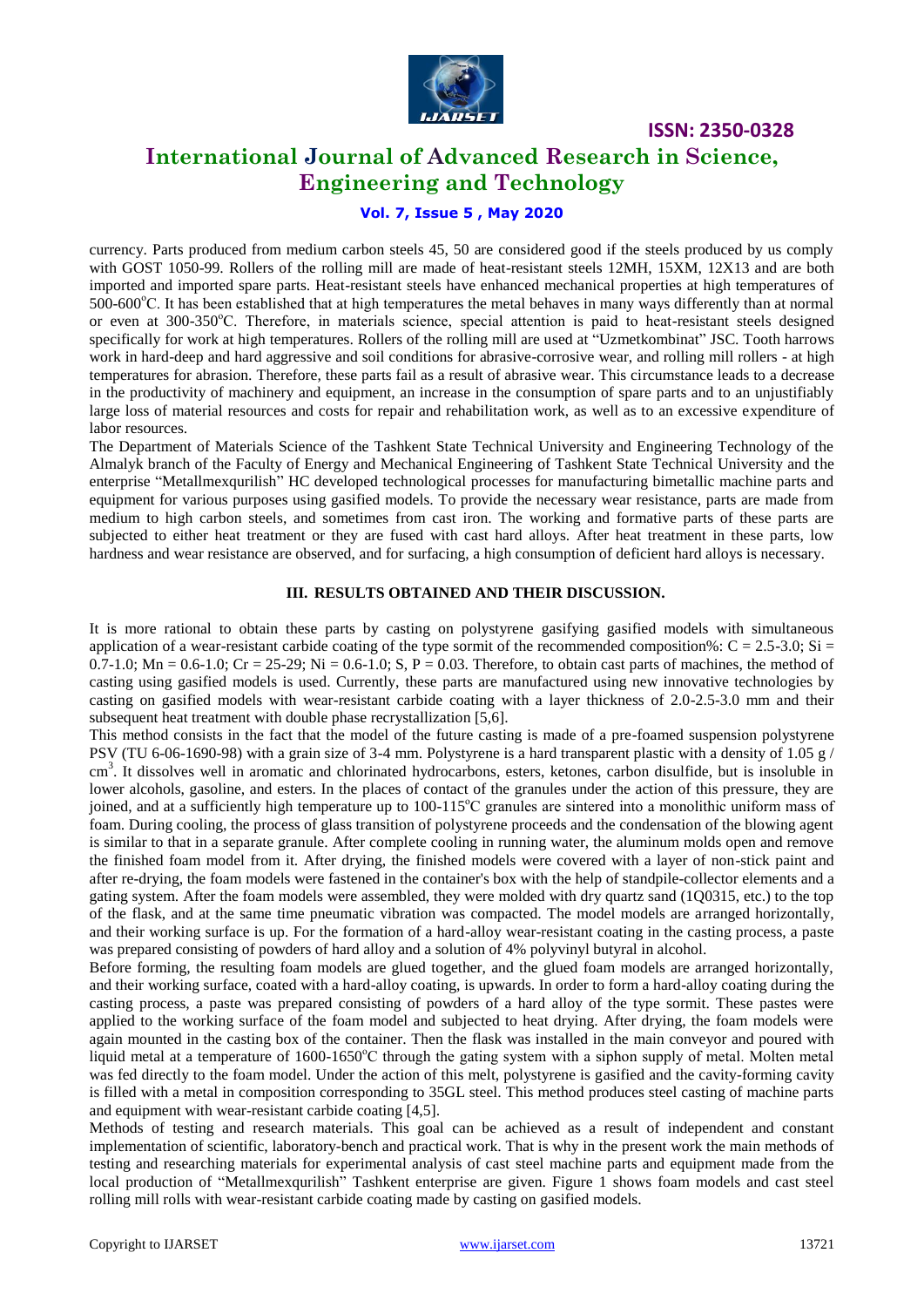currency. Parts produced from medium carbon steels 45, 50 are considered good if the steels produced by us comply with GOST 1050-99. Rollers of the rolling mill are made of heat-resistant steels 12MH, 15XM, 12X13 and are both imported and imported spare parts. Heat-resistant steels have enhanced mechanical properties at high temperatures of 500-600$^o$C. It has been established that at high temperatures the metal behaves in many ways differently than at normal or even at 300-350$^o$C. Therefore, in materials science, special attention is paid to heat-resistant steels designed specifically for work at high temperatures. Rollers of the rolling mill are used at "Uzmetkombinat" JSC. Tooth harrows work in hard-deep and hard aggressive and soil conditions for abrasive-corrosive wear, and rolling mill rollers - at high temperatures for abrasion. Therefore, these parts fail as a result of abrasive wear. This circumstance leads to a decrease in the productivity of machinery and equipment, an increase in the consumption of spare parts and to an unjustifiably large loss of material resources and costs for repair and rehabilitation work, as well as to an excessive expenditure of labor resources.

The Department of Materials Science of the Tashkent State Technical University and Engineering Technology of the Almalyk branch of the Faculty of Energy and Mechanical Engineering of Tashkent State Technical University and the enterprise "Metallmexqurilish" HC developed technological processes for manufacturing bimetallic machine parts and equipment for various purposes using gasified models. To provide the necessary wear resistance, parts are made from medium to high carbon steels, and sometimes from cast iron. The working and formative parts of these parts are subjected to either heat treatment or they are fused with cast hard alloys. After heat treatment in these parts, low hardness and wear resistance are observed, and for surfacing, a high consumption of deficient hard alloys is necessary.

## III. RESULTS OBTAINED AND THEIR DISCUSSION.

It is more rational to obtain these parts by casting on polystyrene gasifying gasified models with simultaneous application of a wear-resistant carbide coating of the type sormit of the recommended composition%: C = 2.5-3.0; Si = 0.7-1.0; Mn = 0.6-1.0; Cr = 25-29; Ni = 0.6-1.0; S, P = 0.03. Therefore, to obtain cast parts of machines, the method of casting using gasified models is used. Currently, these parts are manufactured using new innovative technologies by casting on gasified models with wear-resistant carbide coating with a layer thickness of 2.0-2.5-3.0 mm and their subsequent heat treatment with double phase recrystallization [5,6].

This method consists in the fact that the model of the future casting is made of a pre-foamed suspension polystyrene PSV (TU 6-06-1690-98) with a grain size of 3-4 mm. Polystyrene is a hard transparent plastic with a density of 1.05 g / cm$^3$. It dissolves well in aromatic and chlorinated hydrocarbons, esters, ketones, carbon disulfide, but is insoluble in lower alcohols, gasoline, and esters. In the places of contact of the granules under the action of this pressure, they are joined, and at a sufficiently high temperature up to 100-115$^o$C granules are sintered into a monolithic uniform mass of foam. During cooling, the process of glass transition of polystyrene proceeds and the condensation of the blowing agent is similar to that in a separate granule. After complete cooling in running water, the aluminum molds open and remove the finished foam model from it. After drying, the finished models were covered with a layer of non-stick paint and after re-drying, the foam models were fastened in the container's box with the help of standpile-collector elements and a gating system. After the foam models were assembled, they were molded with dry quartz sand (1Q0315, etc.) to the top of the flask, and at the same time pneumatic vibration was compacted. The model models are arranged horizontally, and their working surface is up. For the formation of a hard-alloy wear-resistant coating in the casting process, a paste was prepared consisting of powders of hard alloy and a solution of 4% polyvinyl butyral in alcohol.

Before forming, the resulting foam models are glued together, and the glued foam models are arranged horizontally, and their working surface, coated with a hard-alloy coating, is upwards. In order to form a hard-alloy coating during the casting process, a paste was prepared consisting of powders of a hard alloy of the type sormit. These pastes were applied to the working surface of the foam model and subjected to heat drying. After drying, the foam models were again mounted in the casting box of the container. Then the flask was installed in the main conveyor and poured with liquid metal at a temperature of 1600-1650$^o$C through the gating system with a siphon supply of metal. Molten metal was fed directly to the foam model. Under the action of this melt, polystyrene is gasified and the cavity-forming cavity is filled with a metal in composition corresponding to 35GL steel. This method produces steel casting of machine parts and equipment with wear-resistant carbide coating [4,5].

Methods of testing and research materials. This goal can be achieved as a result of independent and constant implementation of scientific, laboratory-bench and practical work. That is why in the present work the main methods of testing and researching materials for experimental analysis of cast steel machine parts and equipment made from the local production of "Metallmexqurilish" Tashkent enterprise are given. Figure 1 shows foam models and cast steel rolling mill rolls with wear-resistant carbide coating made by casting on gasified models.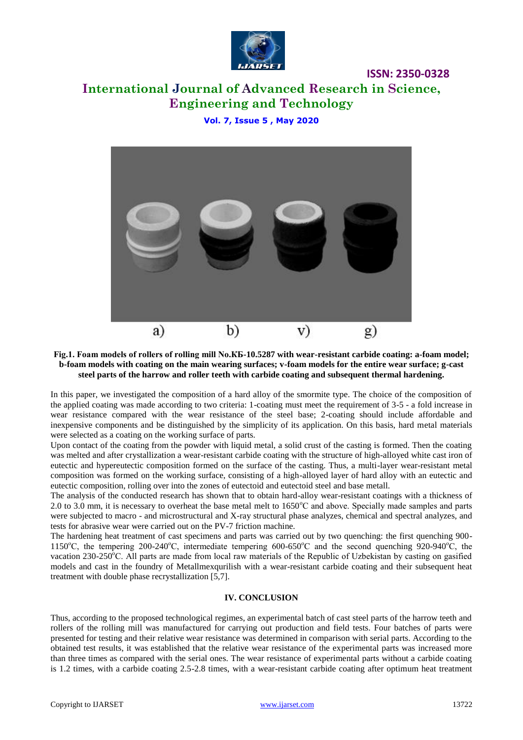a) b) v) g)

**Fig.1. Foam models of rollers of rolling mill No.КБ-10.5287 with wear-resistant carbide coating: a-foam model; b-foam models with coating on the main wearing surfaces; v-foam models for the entire wear surface; g-cast steel parts of the harrow and roller teeth with carbide coating and subsequent thermal hardening.**

In this paper, we investigated the composition of a hard alloy of the smormite type. The choice of the composition of the applied coating was made according to two criteria: 1-coating must meet the requirement of 3-5 - a fold increase in wear resistance compared with the wear resistance of the steel base; 2-coating should include affordable and inexpensive components and be distinguished by the simplicity of its application. On this basis, hard metal materials were selected as a coating on the working surface of parts.

Upon contact of the coating from the powder with liquid metal, a solid crust of the casting is formed. Then the coating was melted and after crystallization a wear-resistant carbide coating with the structure of high-alloyed white cast iron of eutectic and hypereutectic composition formed on the surface of the casting. Thus, a multi-layer wear-resistant metal composition was formed on the working surface, consisting of a high-alloyed layer of hard alloy with an eutectic and eutectic composition, rolling over into the zones of eutectoid and eutectoid steel and base metall.

The analysis of the conducted research has shown that to obtain hard-alloy wear-resistant coatings with a thickness of 2.0 to 3.0 mm, it is necessary to overheat the base metal melt to 1650$^{o}$C and above. Specially made samples and parts were subjected to macro - and microstructural and X-ray structural phase analyzes, chemical and spectral analyzes, and tests for abrasive wear were carried out on the PV-7 friction machine.

The hardening heat treatment of cast specimens and parts was carried out by two quenching: the first quenching 900-1150$^{o}$C, the tempering 200-240$^{o}$C, intermediate tempering 600-650$^{o}$C and the second quenching 920-940$^{o}$C, the vacation 230-250$^{o}$C. All parts are made from local raw materials of the Republic of Uzbekistan by casting on gasified models and cast in the foundry of Metallmexqurilish with a wear-resistant carbide coating and their subsequent heat treatment with double phase recrystallization [5,7].

## IV. CONCLUSION

Thus, according to the proposed technological regimes, an experimental batch of cast steel parts of the harrow teeth and rollers of the rolling mill was manufactured for carrying out production and field tests. Four batches of parts were presented for testing and their relative wear resistance was determined in comparison with serial parts. According to the obtained test results, it was established that the relative wear resistance of the experimental parts was increased more than three times as compared with the serial ones. The wear resistance of experimental parts without a carbide coating is 1.2 times, with a carbide coating 2.5-2.8 times, with a wear-resistant carbide coating after optimum heat treatment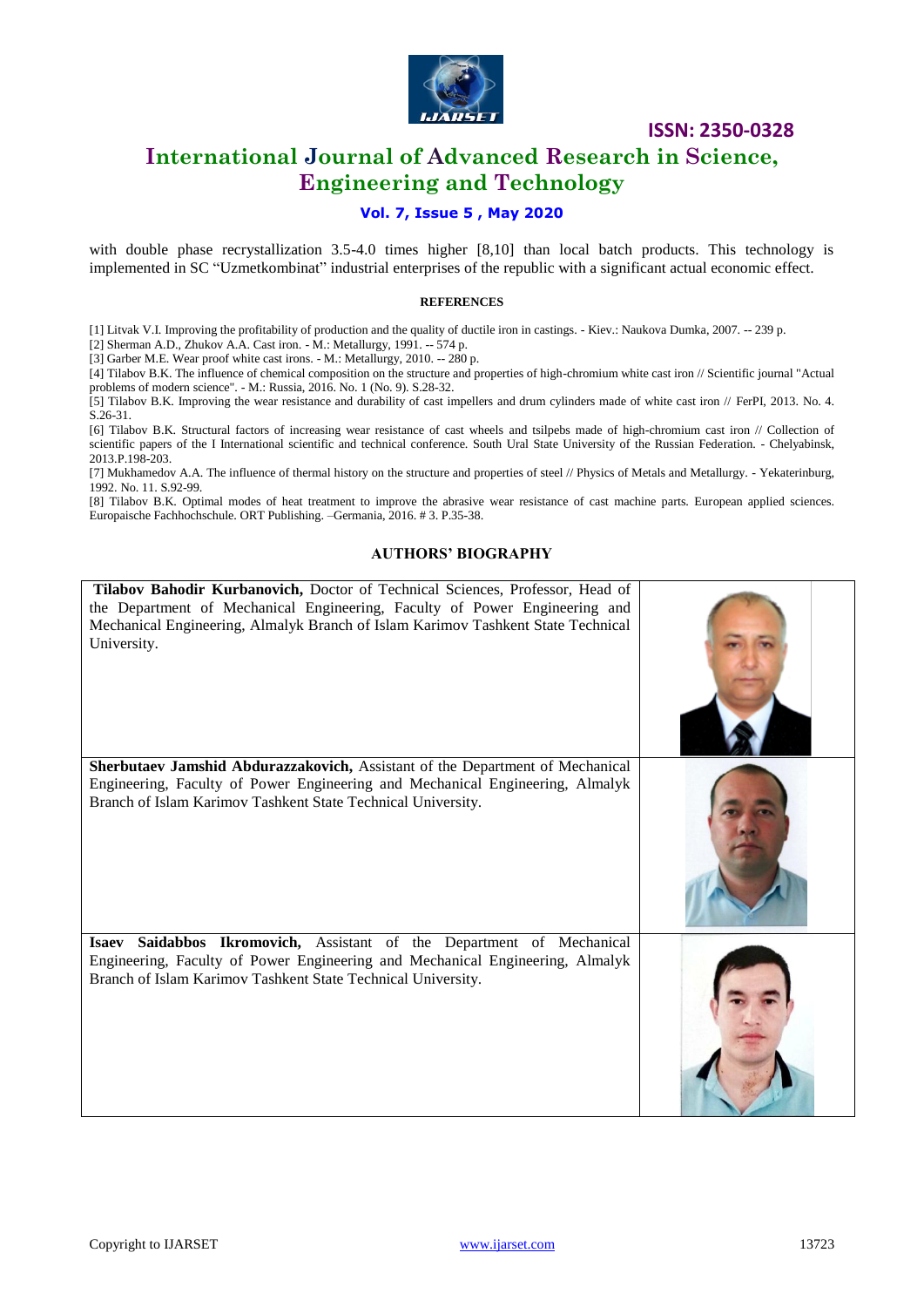with double phase recrystallization 3.5-4.0 times higher [8,10] than local batch products. This technology is implemented in SC "Uzmetkombinat" industrial enterprises of the republic with a significant actual economic effect.

## REFERENCES

[1] Litvak V.I. Improving the profitability of production and the quality of ductile iron in castings. - Kiev.: Naukova Dumka, 2007. -- 239 p.

[2] Sherman A.D., Zhukov A.A. Cast iron. - M.: Metallurgy, 1991. -- 574 p.

[3] Garber M.E. Wear proof white cast irons. - M.: Metallurgy, 2010. -- 280 p.

[4] Tilabov B.K. The influence of chemical composition on the structure and properties of high-chromium white cast iron // Scientific journal "Actual problems of modern science". - M.: Russia, 2016. No. 1 (No. 9). S.28-32.

[5] Tilabov B.K. Improving the wear resistance and durability of cast impellers and drum cylinders made of white cast iron // FerPI, 2013. No. 4. S.26-31.

[6] Tilabov B.K. Structural factors of increasing wear resistance of cast wheels and tsilpebs made of high-chromium cast iron // Collection of scientific papers of the I International scientific and technical conference. South Ural State University of the Russian Federation. - Chelyabinsk, 2013.P.198-203.

[7] Mukhamedov A.A. The influence of thermal history on the structure and properties of steel // Physics of Metals and Metallurgy. - Yekaterinburg, 1992. No. 11. S.92-99.

[8] Tilabov B.K. Optimal modes of heat treatment to improve the abrasive wear resistance of cast machine parts. European applied sciences. Europaische Fachhochschule. ORT Publishing. –Germania, 2016. # 3. P.35-38.

## AUTHORS' BIOGRAPHY

**Tilabov Bahodir Kurbanovich,** Doctor of Technical Sciences, Professor, Head of the Department of Mechanical Engineering, Faculty of Power Engineering and Mechanical Engineering, Almalyk Branch of Islam Karimov Tashkent State Technical University.

**Sherbutaev Jamshid Abdurazzakovich,** Assistant of the Department of Mechanical Engineering, Faculty of Power Engineering and Mechanical Engineering, Almalyk Branch of Islam Karimov Tashkent State Technical University.

**Isaev Saidabbos Ikromovich,** Assistant of the Department of Mechanical Engineering, Faculty of Power Engineering and Mechanical Engineering, Almalyk Branch of Islam Karimov Tashkent State Technical University.